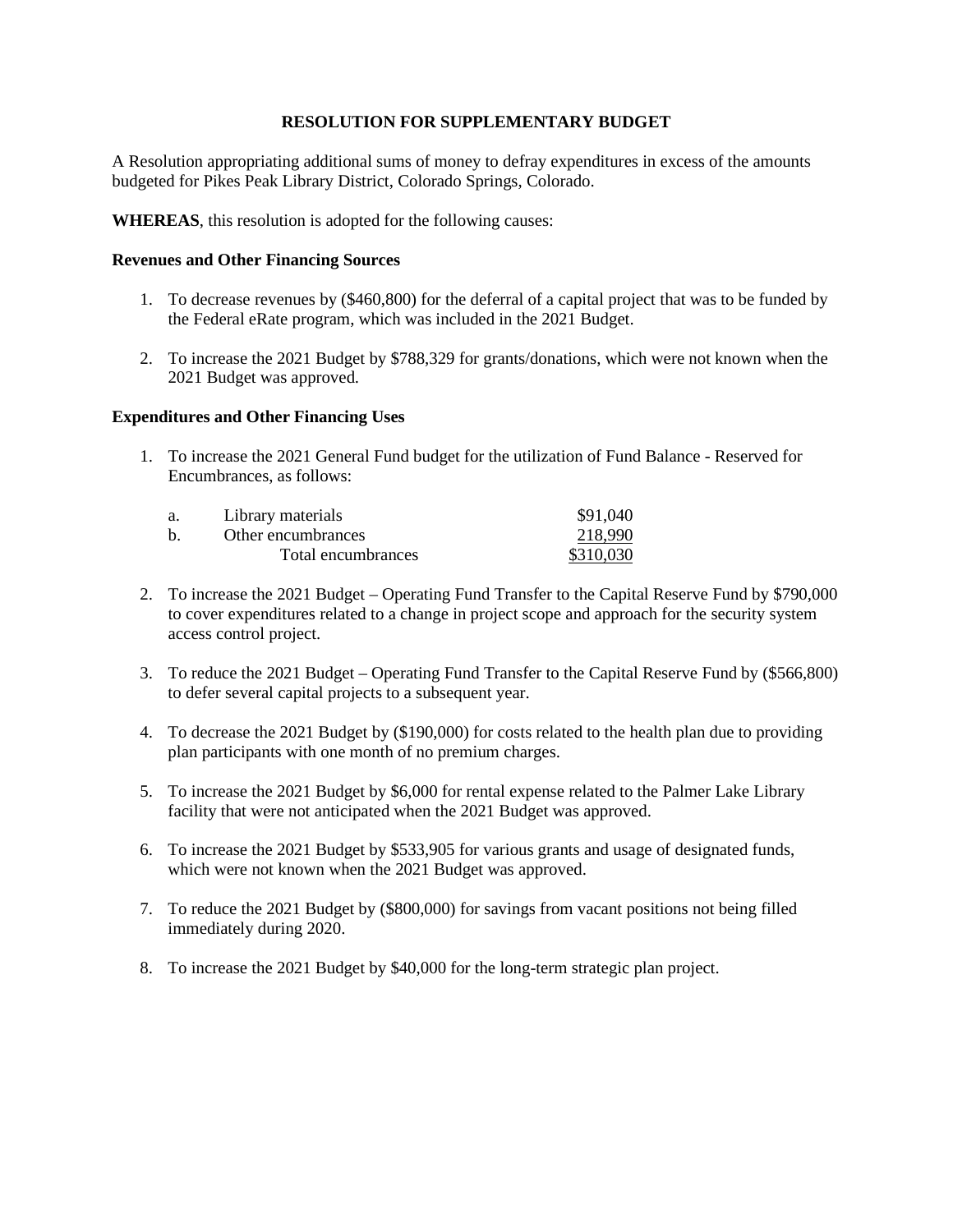# RESOLUTION FOR SUPPLEMENTARY BUDGET

A Resolution appropriating additional sums of money to defray expenditures in excess of the amounts budgeted for Pikes Peak Library District, Colorado Springs, Colorado.

**WHEREAS**, this resolution is adopted for the following causes:

**Revenues and Other Financing Sources**

1. To decrease revenues by ($460,800) for the deferral of a capital project that was to be funded by the Federal eRate program, which was included in the 2021 Budget.

2. To increase the 2021 Budget by $788,329 for grants/donations, which were not known when the 2021 Budget was approved.

**Expenditures and Other Financing Uses**

1. To increase the 2021 General Fund budget for the utilization of Fund Balance - Reserved for Encumbrances, as follows:

| | | |
|---|---|---|
| a. | Library materials | $91,040 |
| b. | Other encumbrances | 218,990 |
| | Total encumbrances | $310,030 |

2. To increase the 2021 Budget – Operating Fund Transfer to the Capital Reserve Fund by $790,000 to cover expenditures related to a change in project scope and approach for the security system access control project.

3. To reduce the 2021 Budget – Operating Fund Transfer to the Capital Reserve Fund by ($566,800) to defer several capital projects to a subsequent year.

4. To decrease the 2021 Budget by ($190,000) for costs related to the health plan due to providing plan participants with one month of no premium charges.

5. To increase the 2021 Budget by $6,000 for rental expense related to the Palmer Lake Library facility that were not anticipated when the 2021 Budget was approved.

6. To increase the 2021 Budget by $533,905 for various grants and usage of designated funds, which were not known when the 2021 Budget was approved.

7. To reduce the 2021 Budget by ($800,000) for savings from vacant positions not being filled immediately during 2020.

8. To increase the 2021 Budget by $40,000 for the long-term strategic plan project.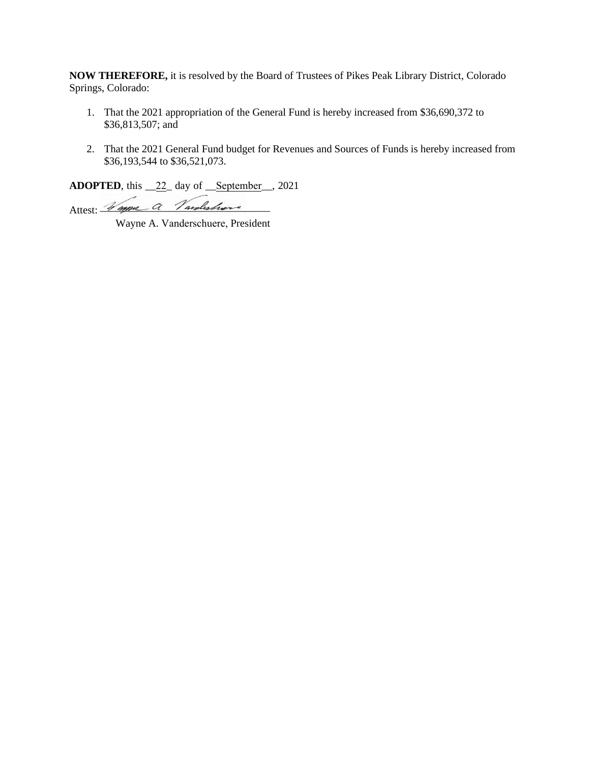**NOW THEREFORE,** it is resolved by the Board of Trustees of Pikes Peak Library District, Colorado Springs, Colorado:

1. That the 2021 appropriation of the General Fund is hereby increased from $36,690,372 to $36,813,507; and

2. That the 2021 General Fund budget for Revenues and Sources of Funds is hereby increased from $36,193,544 to $36,521,073.

**ADOPTED**, this __22_ day of __September__, 2021

Attest: ______________________________

Wayne A. Vanderschuere, President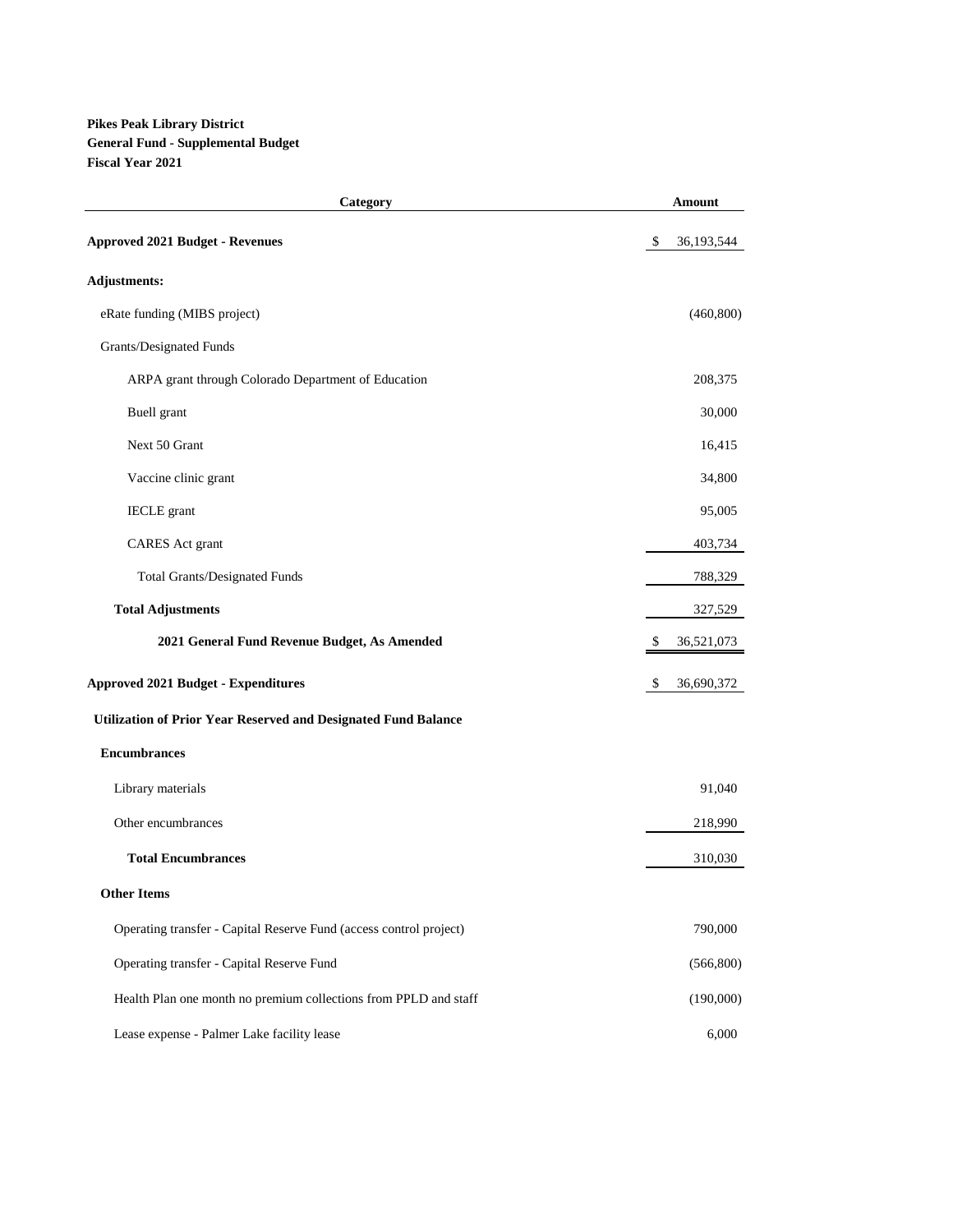**Pikes Peak Library District**
**General Fund - Supplemental Budget**
**Fiscal Year 2021**

| Category | Amount |
|---|---|
| **Approved 2021 Budget - Revenues** | $ 36,193,544 |
| **Adjustments:** | |
| eRate funding (MIBS project) | (460,800) |
| Grants/Designated Funds | |
| ARPA grant through Colorado Department of Education | 208,375 |
| Buell grant | 30,000 |
| Next 50 Grant | 16,415 |
| Vaccine clinic grant | 34,800 |
| IECLE grant | 95,005 |
| CARES Act grant | 403,734 |
| Total Grants/Designated Funds | 788,329 |
| **Total Adjustments** | 327,529 |
| **2021 General Fund Revenue Budget, As Amended** | $ 36,521,073 |
| **Approved 2021 Budget - Expenditures** | $ 36,690,372 |
| **Utilization of Prior Year Reserved and Designated Fund Balance** | |
| **Encumbrances** | |
| Library materials | 91,040 |
| Other encumbrances | 218,990 |
| **Total Encumbrances** | 310,030 |
| **Other Items** | |
| Operating transfer - Capital Reserve Fund (access control project) | 790,000 |
| Operating transfer - Capital Reserve Fund | (566,800) |
| Health Plan one month no premium collections from PPLD and staff | (190,000) |
| Lease expense - Palmer Lake facility lease | 6,000 |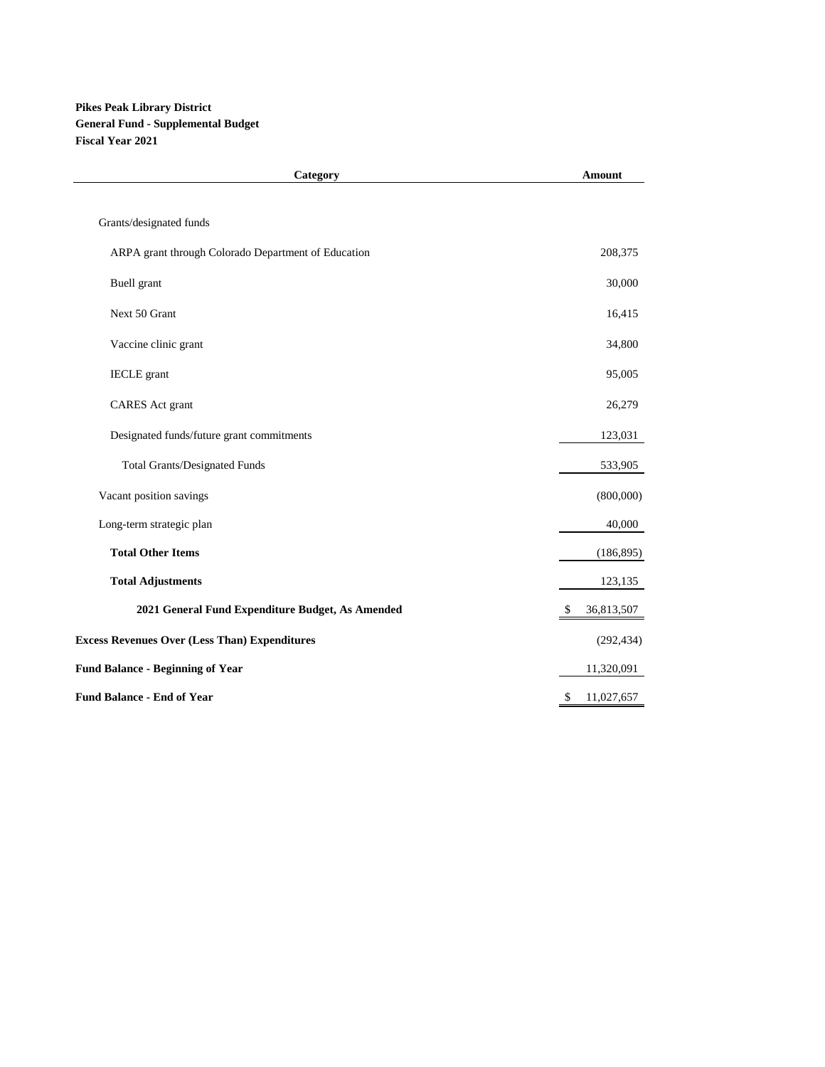**Pikes Peak Library District**
**General Fund - Supplemental Budget**
**Fiscal Year 2021**

| Category | Amount |
|---|---|
| Grants/designated funds | |
| ARPA grant through Colorado Department of Education | 208,375 |
| Buell grant | 30,000 |
| Next 50 Grant | 16,415 |
| Vaccine clinic grant | 34,800 |
| IECLE grant | 95,005 |
| CARES Act grant | 26,279 |
| Designated funds/future grant commitments | 123,031 |
| Total Grants/Designated Funds | 533,905 |
| Vacant position savings | (800,000) |
| Long-term strategic plan | 40,000 |
| **Total Other Items** | (186,895) |
| **Total Adjustments** | 123,135 |
| **2021 General Fund Expenditure Budget, As Amended** | $ 36,813,507 |
| **Excess Revenues Over (Less Than) Expenditures** | (292,434) |
| **Fund Balance - Beginning of Year** | 11,320,091 |
| **Fund Balance - End of Year** | $ 11,027,657 |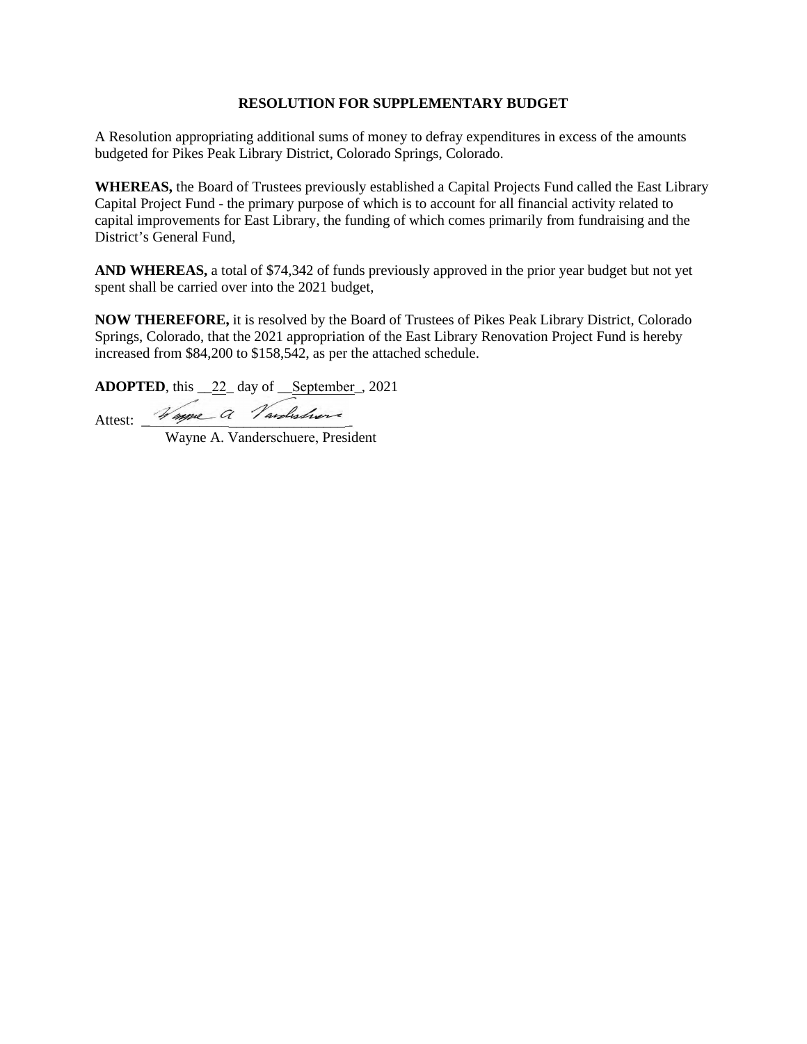**RESOLUTION FOR SUPPLEMENTARY BUDGET**

A Resolution appropriating additional sums of money to defray expenditures in excess of the amounts budgeted for Pikes Peak Library District, Colorado Springs, Colorado.

**WHEREAS,** the Board of Trustees previously established a Capital Projects Fund called the East Library Capital Project Fund - the primary purpose of which is to account for all financial activity related to capital improvements for East Library, the funding of which comes primarily from fundraising and the District's General Fund,

**AND WHEREAS,** a total of $74,342 of funds previously approved in the prior year budget but not yet spent shall be carried over into the 2021 budget,

**NOW THEREFORE,** it is resolved by the Board of Trustees of Pikes Peak Library District, Colorado Springs, Colorado, that the 2021 appropriation of the East Library Renovation Project Fund is hereby increased from $84,200 to $158,542, as per the attached schedule.

**ADOPTED**, this __22_ day of __September_, 2021

Attest: ______________________________

Wayne A. Vanderschuere, President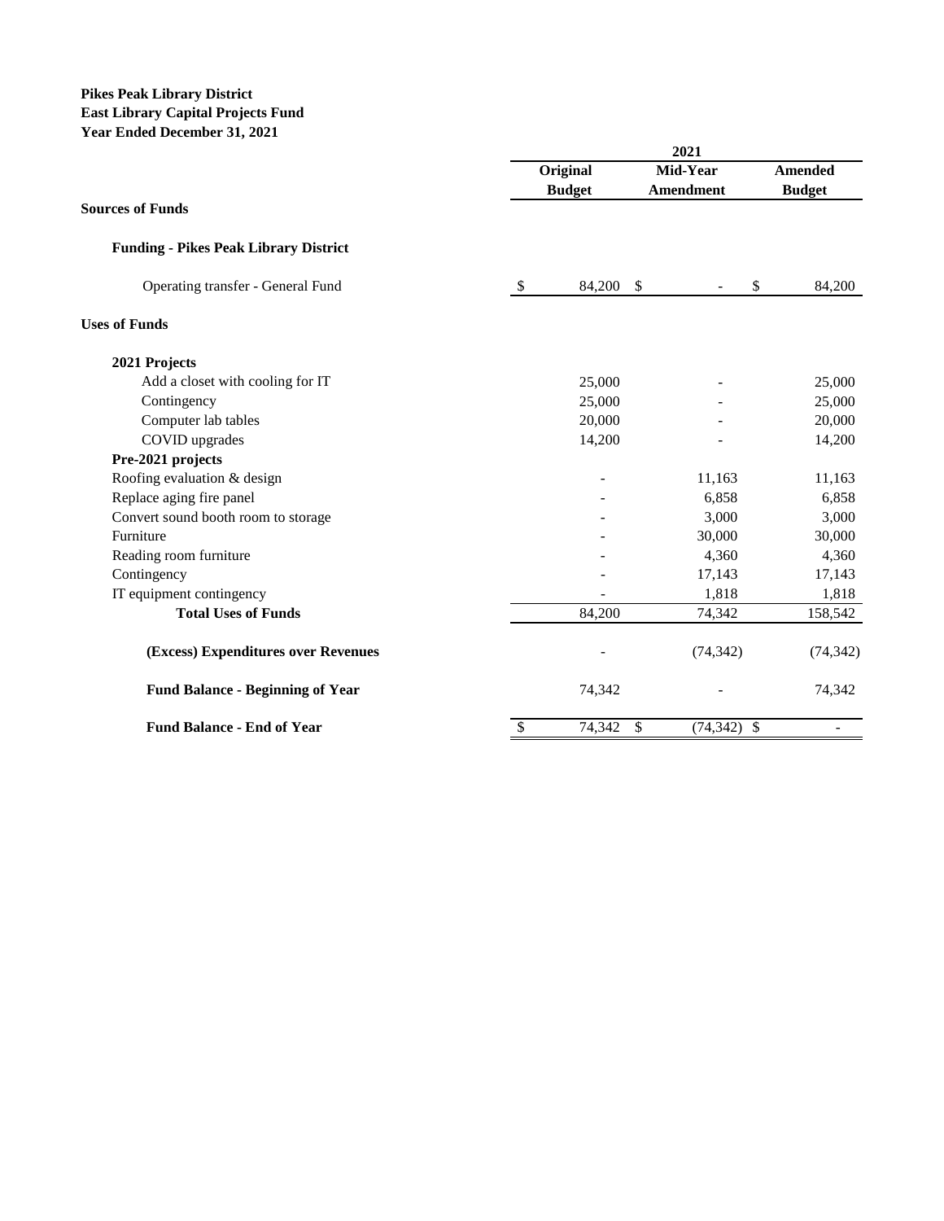**Pikes Peak Library District**
**East Library Capital Projects Fund**
**Year Ended December 31, 2021**

| | 2021 | | |
|---|---|---|---|
| | **Original Budget** | **Mid-Year Amendment** | **Amended Budget** |
| **Sources of Funds** | | | |
| **Funding - Pikes Peak Library District** | | | |
| Operating transfer - General Fund | $ 84,200 | $ - | $ 84,200 |
| **Uses of Funds** | | | |
| **2021 Projects** | | | |
| Add a closet with cooling for IT | 25,000 | - | 25,000 |
| Contingency | 25,000 | - | 25,000 |
| Computer lab tables | 20,000 | - | 20,000 |
| COVID upgrades | 14,200 | - | 14,200 |
| **Pre-2021 projects** | | | |
| Roofing evaluation & design | - | 11,163 | 11,163 |
| Replace aging fire panel | - | 6,858 | 6,858 |
| Convert sound booth room to storage | - | 3,000 | 3,000 |
| Furniture | - | 30,000 | 30,000 |
| Reading room furniture | - | 4,360 | 4,360 |
| Contingency | - | 17,143 | 17,143 |
| IT equipment contingency | - | 1,818 | 1,818 |
| **Total Uses of Funds** | 84,200 | 74,342 | 158,542 |
| **(Excess) Expenditures over Revenues** | - | (74,342) | (74,342) |
| **Fund Balance - Beginning of Year** | 74,342 | - | 74,342 |
| **Fund Balance - End of Year** | $ 74,342 | $ (74,342) | $ - |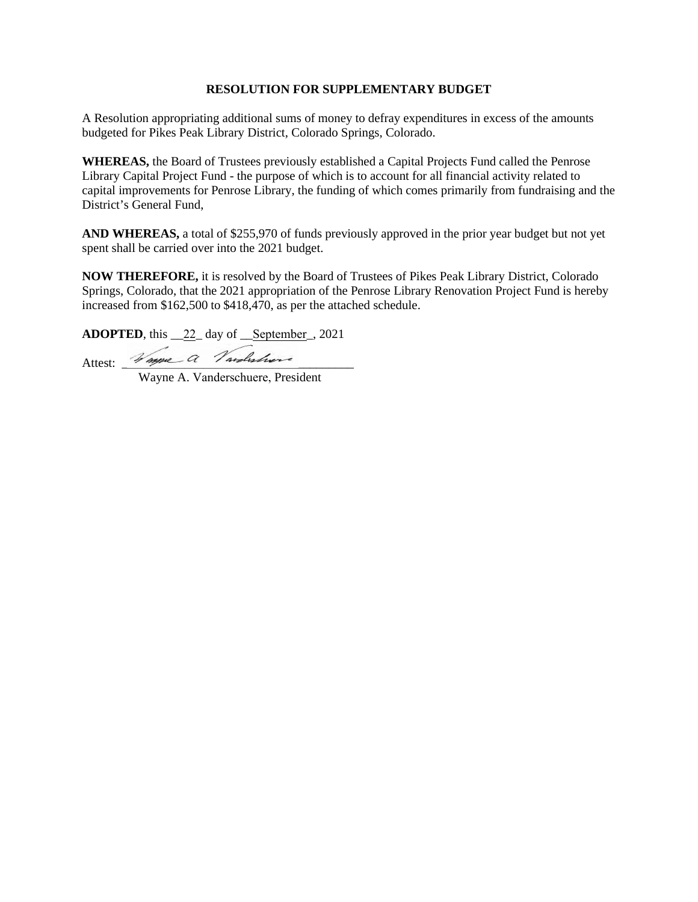**RESOLUTION FOR SUPPLEMENTARY BUDGET**

A Resolution appropriating additional sums of money to defray expenditures in excess of the amounts budgeted for Pikes Peak Library District, Colorado Springs, Colorado.

**WHEREAS,** the Board of Trustees previously established a Capital Projects Fund called the Penrose Library Capital Project Fund - the purpose of which is to account for all financial activity related to capital improvements for Penrose Library, the funding of which comes primarily from fundraising and the District's General Fund,

**AND WHEREAS,** a total of $255,970 of funds previously approved in the prior year budget but not yet spent shall be carried over into the 2021 budget.

**NOW THEREFORE,** it is resolved by the Board of Trustees of Pikes Peak Library District, Colorado Springs, Colorado, that the 2021 appropriation of the Penrose Library Renovation Project Fund is hereby increased from $162,500 to $418,470, as per the attached schedule.

**ADOPTED**, this __22_ day of __September_, 2021

Attest: Wayne A. Vanderschuere

Wayne A. Vanderschuere, President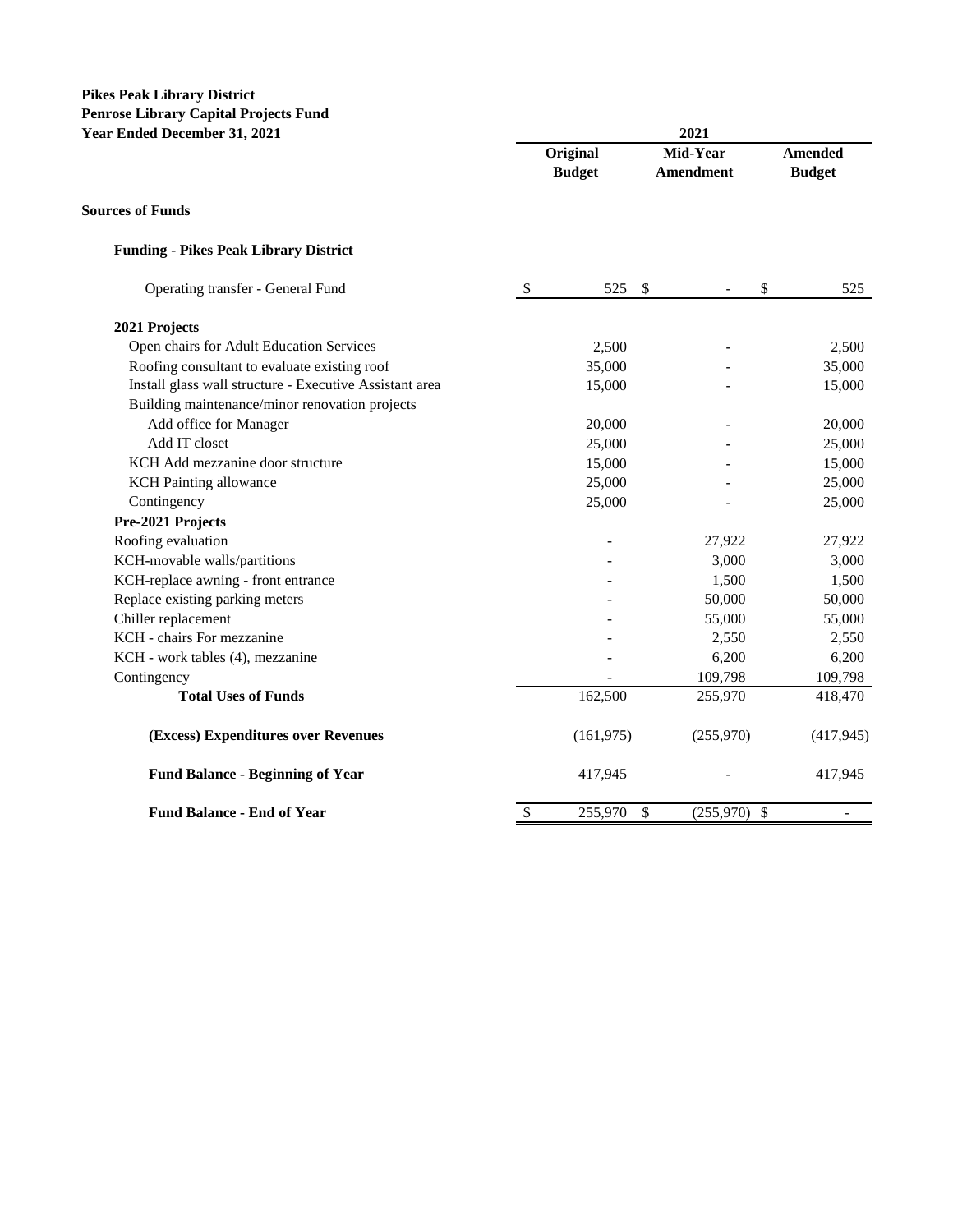**Pikes Peak Library District**
**Penrose Library Capital Projects Fund**
**Year Ended December 31, 2021**

| | 2021 | | |
|---|---|---|---|
| | **Original Budget** | **Mid-Year Amendment** | **Amended Budget** |
| **Sources of Funds** | | | |
| **Funding - Pikes Peak Library District** | | | |
| Operating transfer - General Fund | $ 525 | $ - | $ 525 |
| **2021 Projects** | | | |
| Open chairs for Adult Education Services | 2,500 | - | 2,500 |
| Roofing consultant to evaluate existing roof | 35,000 | - | 35,000 |
| Install glass wall structure - Executive Assistant area | 15,000 | - | 15,000 |
| Building maintenance/minor renovation projects | | | |
| Add office for Manager | 20,000 | - | 20,000 |
| Add IT closet | 25,000 | - | 25,000 |
| KCH Add mezzanine door structure | 15,000 | - | 15,000 |
| KCH Painting allowance | 25,000 | - | 25,000 |
| Contingency | 25,000 | - | 25,000 |
| **Pre-2021 Projects** | | | |
| Roofing evaluation | - | 27,922 | 27,922 |
| KCH-movable walls/partitions | - | 3,000 | 3,000 |
| KCH-replace awning - front entrance | - | 1,500 | 1,500 |
| Replace existing parking meters | - | 50,000 | 50,000 |
| Chiller replacement | - | 55,000 | 55,000 |
| KCH - chairs For mezzanine | - | 2,550 | 2,550 |
| KCH - work tables (4), mezzanine | - | 6,200 | 6,200 |
| Contingency | - | 109,798 | 109,798 |
| **Total Uses of Funds** | 162,500 | 255,970 | 418,470 |
| **(Excess) Expenditures over Revenues** | (161,975) | (255,970) | (417,945) |
| **Fund Balance - Beginning of Year** | 417,945 | - | 417,945 |
| **Fund Balance - End of Year** | $ 255,970 | $ (255,970) | $ - |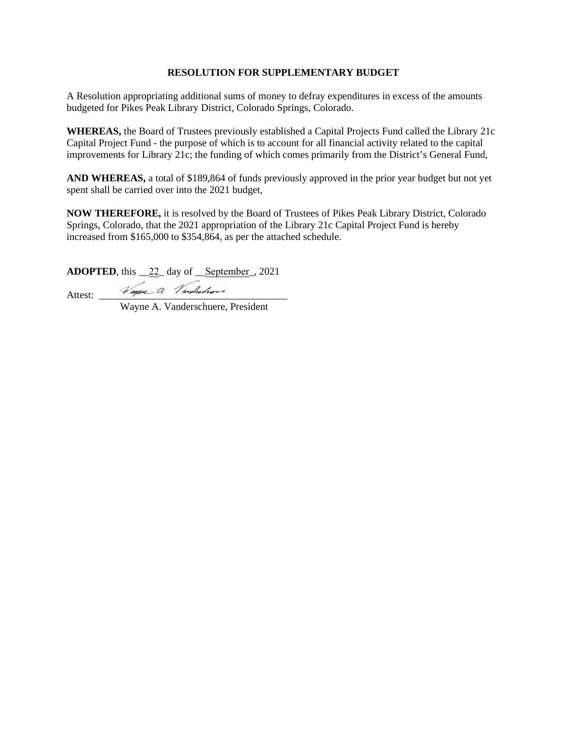**RESOLUTION FOR SUPPLEMENTARY BUDGET**

A Resolution appropriating additional sums of money to defray expenditures in excess of the amounts budgeted for Pikes Peak Library District, Colorado Springs, Colorado.

**WHEREAS,** the Board of Trustees previously established a Capital Projects Fund called the Library 21c Capital Project Fund - the purpose of which is to account for all financial activity related to the capital improvements for Library 21c; the funding of which comes primarily from the District's General Fund,

**AND WHEREAS,** a total of $189,864 of funds previously approved in the prior year budget but not yet spent shall be carried over into the 2021 budget,

**NOW THEREFORE,** it is resolved by the Board of Trustees of Pikes Peak Library District, Colorado Springs, Colorado, that the 2021 appropriation of the Library 21c Capital Project Fund is hereby increased from $165,000 to $354,864, as per the attached schedule.

**ADOPTED**, this __22_ day of __September_, 2021

Attest: ___________________________________

Wayne A. Vanderschuere, President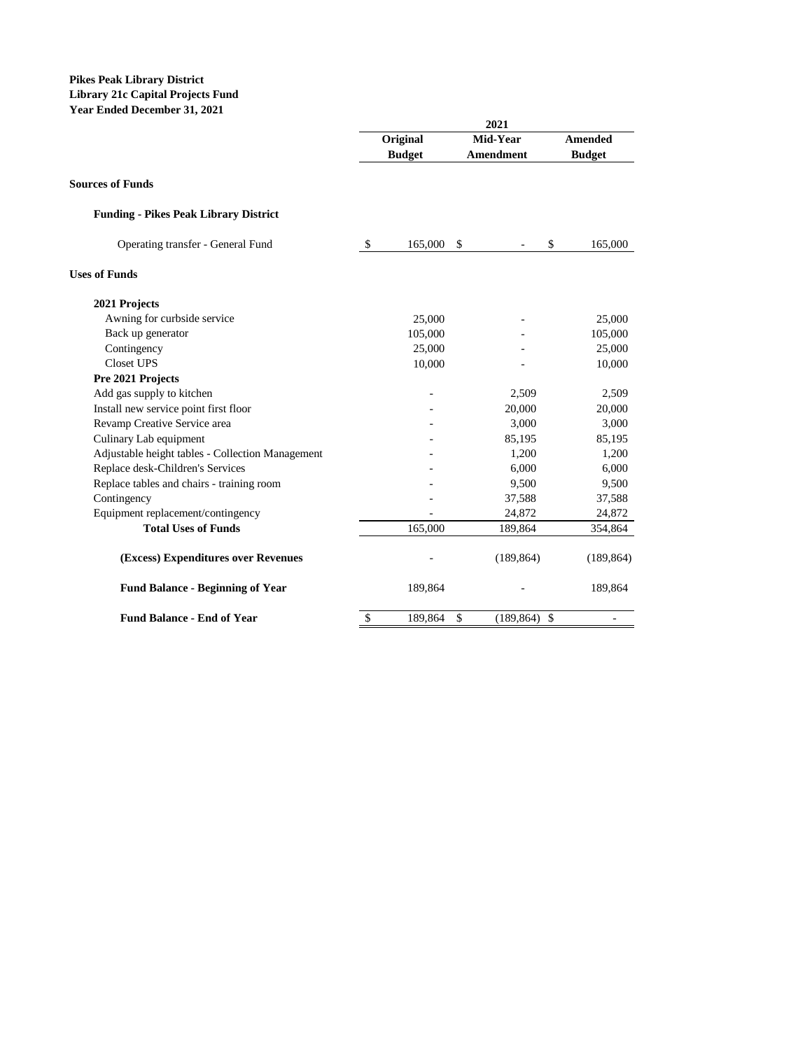**Pikes Peak Library District**
**Library 21c Capital Projects Fund**
**Year Ended December 31, 2021**

| | 2021 | | |
|---|---|---|---|
| | **Original Budget** | **Mid-Year Amendment** | **Amended Budget** |
| **Sources of Funds** | | | |
| **Funding - Pikes Peak Library District** | | | |
| Operating transfer - General Fund | $ 165,000 | $ - | $ 165,000 |
| **Uses of Funds** | | | |
| **2021 Projects** | | | |
| Awning for curbside service | 25,000 | - | 25,000 |
| Back up generator | 105,000 | - | 105,000 |
| Contingency | 25,000 | - | 25,000 |
| Closet UPS | 10,000 | - | 10,000 |
| **Pre 2021 Projects** | | | |
| Add gas supply to kitchen | - | 2,509 | 2,509 |
| Install new service point first floor | - | 20,000 | 20,000 |
| Revamp Creative Service area | - | 3,000 | 3,000 |
| Culinary Lab equipment | - | 85,195 | 85,195 |
| Adjustable height tables - Collection Management | - | 1,200 | 1,200 |
| Replace desk-Children's Services | - | 6,000 | 6,000 |
| Replace tables and chairs - training room | - | 9,500 | 9,500 |
| Contingency | - | 37,588 | 37,588 |
| Equipment replacement/contingency | - | 24,872 | 24,872 |
| **Total Uses of Funds** | 165,000 | 189,864 | 354,864 |
| **(Excess) Expenditures over Revenues** | - | (189,864) | (189,864) |
| **Fund Balance - Beginning of Year** | 189,864 | - | 189,864 |
| **Fund Balance - End of Year** | $ 189,864 | $ (189,864) | $ - |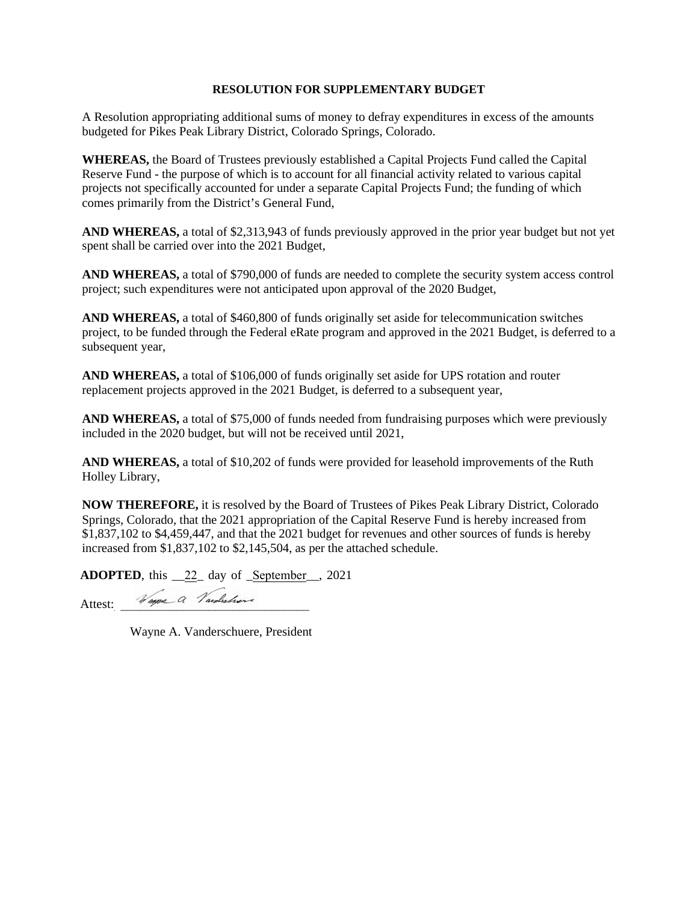**RESOLUTION FOR SUPPLEMENTARY BUDGET**

A Resolution appropriating additional sums of money to defray expenditures in excess of the amounts budgeted for Pikes Peak Library District, Colorado Springs, Colorado.

**WHEREAS,** the Board of Trustees previously established a Capital Projects Fund called the Capital Reserve Fund - the purpose of which is to account for all financial activity related to various capital projects not specifically accounted for under a separate Capital Projects Fund; the funding of which comes primarily from the District's General Fund,

**AND WHEREAS,** a total of $2,313,943 of funds previously approved in the prior year budget but not yet spent shall be carried over into the 2021 Budget,

**AND WHEREAS,** a total of $790,000 of funds are needed to complete the security system access control project; such expenditures were not anticipated upon approval of the 2020 Budget,

**AND WHEREAS,** a total of $460,800 of funds originally set aside for telecommunication switches project, to be funded through the Federal eRate program and approved in the 2021 Budget, is deferred to a subsequent year,

**AND WHEREAS,** a total of $106,000 of funds originally set aside for UPS rotation and router replacement projects approved in the 2021 Budget, is deferred to a subsequent year,

**AND WHEREAS,** a total of $75,000 of funds needed from fundraising purposes which were previously included in the 2020 budget, but will not be received until 2021,

**AND WHEREAS,** a total of $10,202 of funds were provided for leasehold improvements of the Ruth Holley Library,

**NOW THEREFORE,** it is resolved by the Board of Trustees of Pikes Peak Library District, Colorado Springs, Colorado, that the 2021 appropriation of the Capital Reserve Fund is hereby increased from $1,837,102 to $4,459,447, and that the 2021 budget for revenues and other sources of funds is hereby increased from $1,837,102 to $2,145,504, as per the attached schedule.

**ADOPTED**, this __22_ day of _September__, 2021

Attest: _______________________________

Wayne A. Vanderschuere, President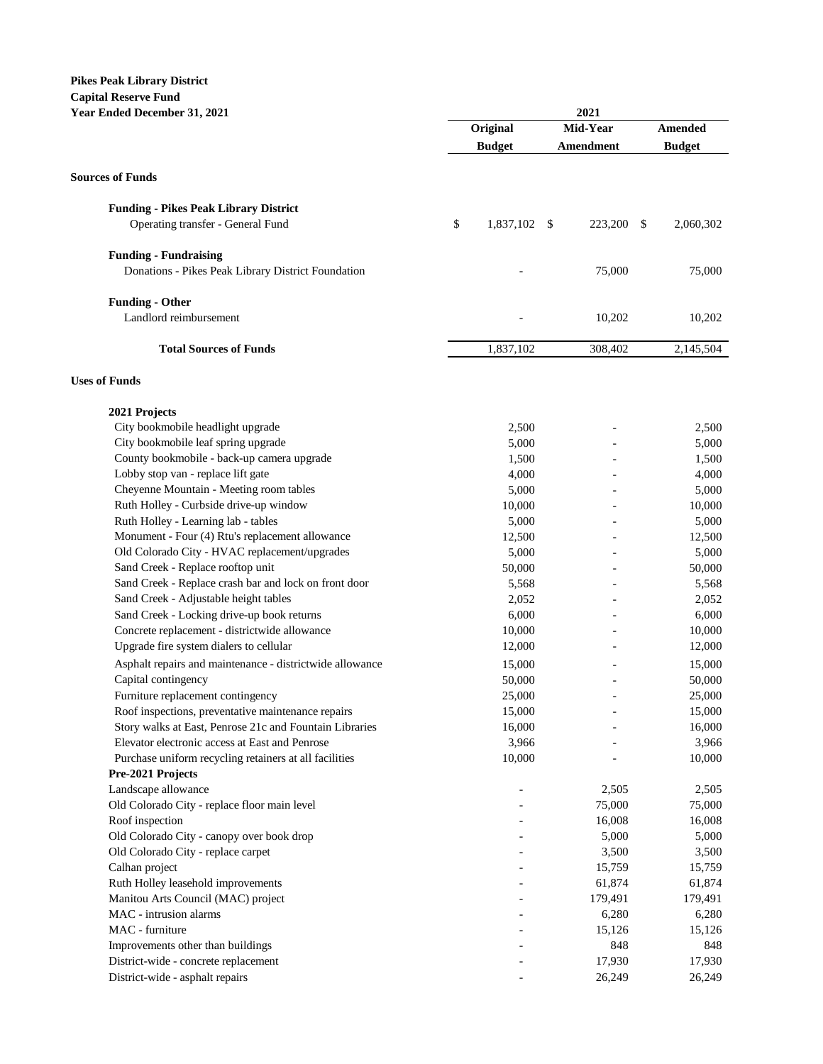**Pikes Peak Library District**
**Capital Reserve Fund**
**Year Ended December 31, 2021**

| | 2021 | | |
|---|---|---|---|
| | **Original Budget** | **Mid-Year Amendment** | **Amended Budget** |
| **Sources of Funds** | | | |
| **Funding - Pikes Peak Library District** | | | |
| Operating transfer - General Fund | $ 1,837,102 | $ 223,200 | $ 2,060,302 |
| **Funding - Fundraising** | | | |
| Donations - Pikes Peak Library District Foundation | - | 75,000 | 75,000 |
| **Funding - Other** | | | |
| Landlord reimbursement | - | 10,202 | 10,202 |
| **Total Sources of Funds** | 1,837,102 | 308,402 | 2,145,504 |
| **Uses of Funds** | | | |
| **2021 Projects** | | | |
| City bookmobile headlight upgrade | 2,500 | - | 2,500 |
| City bookmobile leaf spring upgrade | 5,000 | - | 5,000 |
| County bookmobile - back-up camera upgrade | 1,500 | - | 1,500 |
| Lobby stop van - replace lift gate | 4,000 | - | 4,000 |
| Cheyenne Mountain - Meeting room tables | 5,000 | - | 5,000 |
| Ruth Holley - Curbside drive-up window | 10,000 | - | 10,000 |
| Ruth Holley - Learning lab - tables | 5,000 | - | 5,000 |
| Monument - Four (4) Rtu's replacement allowance | 12,500 | - | 12,500 |
| Old Colorado City - HVAC replacement/upgrades | 5,000 | - | 5,000 |
| Sand Creek - Replace rooftop unit | 50,000 | - | 50,000 |
| Sand Creek - Replace crash bar and lock on front door | 5,568 | - | 5,568 |
| Sand Creek - Adjustable height tables | 2,052 | - | 2,052 |
| Sand Creek - Locking drive-up book returns | 6,000 | - | 6,000 |
| Concrete replacement - districtwide allowance | 10,000 | - | 10,000 |
| Upgrade fire system dialers to cellular | 12,000 | - | 12,000 |
| Asphalt repairs and maintenance - districtwide allowance | 15,000 | - | 15,000 |
| Capital contingency | 50,000 | - | 50,000 |
| Furniture replacement contingency | 25,000 | - | 25,000 |
| Roof inspections, preventative maintenance repairs | 15,000 | - | 15,000 |
| Story walks at East, Penrose 21c and Fountain Libraries | 16,000 | - | 16,000 |
| Elevator electronic access at East and Penrose | 3,966 | - | 3,966 |
| Purchase uniform recycling retainers at all facilities | 10,000 | - | 10,000 |
| **Pre-2021 Projects** | | | |
| Landscape allowance | - | 2,505 | 2,505 |
| Old Colorado City - replace floor main level | - | 75,000 | 75,000 |
| Roof inspection | - | 16,008 | 16,008 |
| Old Colorado City - canopy over book drop | - | 5,000 | 5,000 |
| Old Colorado City - replace carpet | - | 3,500 | 3,500 |
| Calhan project | - | 15,759 | 15,759 |
| Ruth Holley leasehold improvements | - | 61,874 | 61,874 |
| Manitou Arts Council (MAC) project | - | 179,491 | 179,491 |
| MAC - intrusion alarms | - | 6,280 | 6,280 |
| MAC - furniture | - | 15,126 | 15,126 |
| Improvements other than buildings | - | 848 | 848 |
| District-wide - concrete replacement | - | 17,930 | 17,930 |
| District-wide - asphalt repairs | - | 26,249 | 26,249 |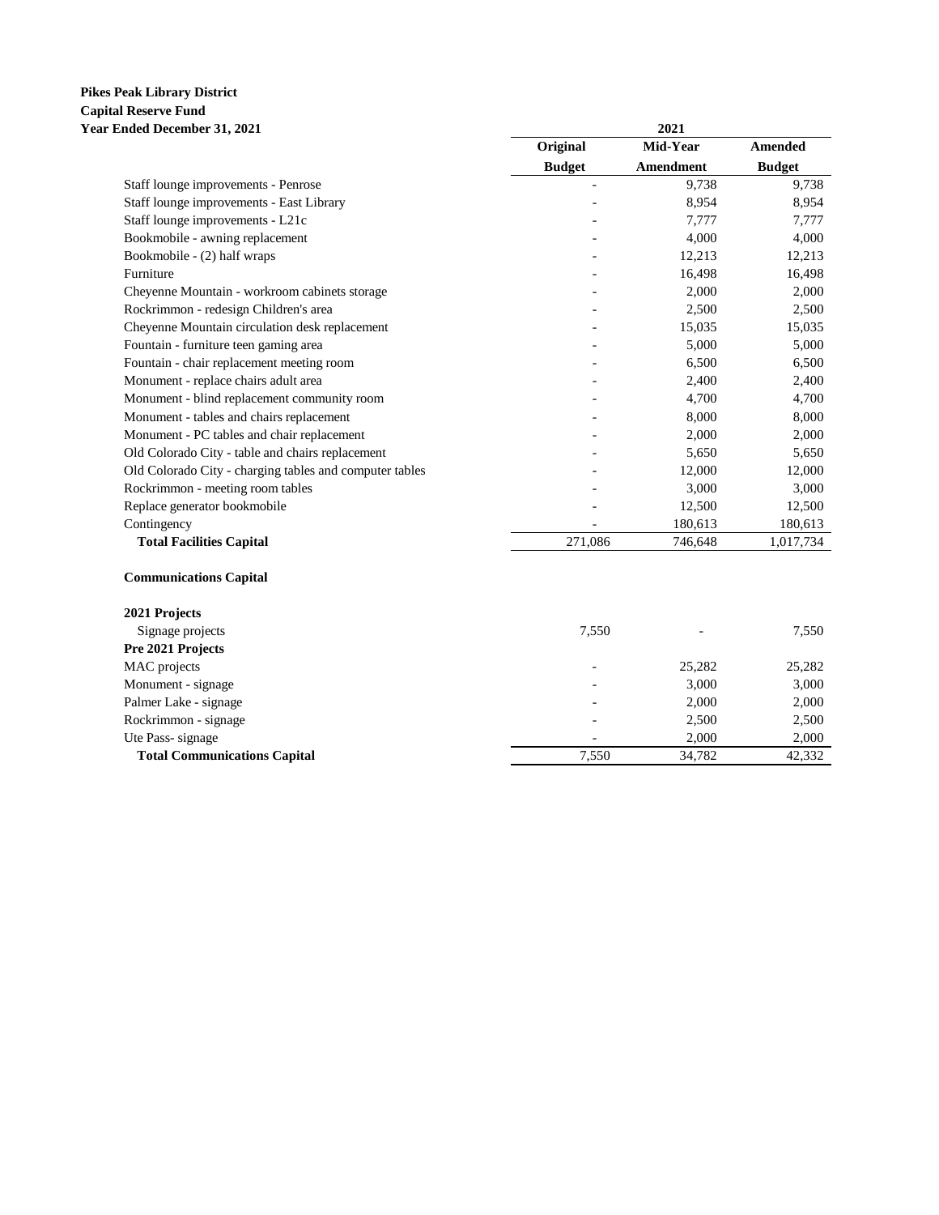**Pikes Peak Library District**
**Capital Reserve Fund**
**Year Ended December 31, 2021**

| | 2021 | | |
|---|---|---|---|
| | **Original Budget** | **Mid-Year Amendment** | **Amended Budget** |
| Staff lounge improvements - Penrose | - | 9,738 | 9,738 |
| Staff lounge improvements - East Library | - | 8,954 | 8,954 |
| Staff lounge improvements - L21c | - | 7,777 | 7,777 |
| Bookmobile - awning replacement | - | 4,000 | 4,000 |
| Bookmobile - (2) half wraps | - | 12,213 | 12,213 |
| Furniture | - | 16,498 | 16,498 |
| Cheyenne Mountain - workroom cabinets storage | - | 2,000 | 2,000 |
| Rockrimmon - redesign Children's area | - | 2,500 | 2,500 |
| Cheyenne Mountain circulation desk replacement | - | 15,035 | 15,035 |
| Fountain - furniture teen gaming area | - | 5,000 | 5,000 |
| Fountain - chair replacement meeting room | - | 6,500 | 6,500 |
| Monument - replace chairs adult area | - | 2,400 | 2,400 |
| Monument - blind replacement community room | - | 4,700 | 4,700 |
| Monument - tables and chairs replacement | - | 8,000 | 8,000 |
| Monument - PC tables and chair replacement | - | 2,000 | 2,000 |
| Old Colorado City - table and chairs replacement | - | 5,650 | 5,650 |
| Old Colorado City - charging tables and computer tables | - | 12,000 | 12,000 |
| Rockrimmon - meeting room tables | - | 3,000 | 3,000 |
| Replace generator bookmobile | - | 12,500 | 12,500 |
| Contingency | - | 180,613 | 180,613 |
| **Total Facilities Capital** | 271,086 | 746,648 | 1,017,734 |
| | | | |
| **Communications Capital** | | | |
| | | | |
| **2021 Projects** | | | |
| Signage projects | 7,550 | - | 7,550 |
| **Pre 2021 Projects** | | | |
| MAC projects | - | 25,282 | 25,282 |
| Monument - signage | - | 3,000 | 3,000 |
| Palmer Lake - signage | - | 2,000 | 2,000 |
| Rockrimmon - signage | - | 2,500 | 2,500 |
| Ute Pass- signage | - | 2,000 | 2,000 |
| **Total Communications Capital** | 7,550 | 34,782 | 42,332 |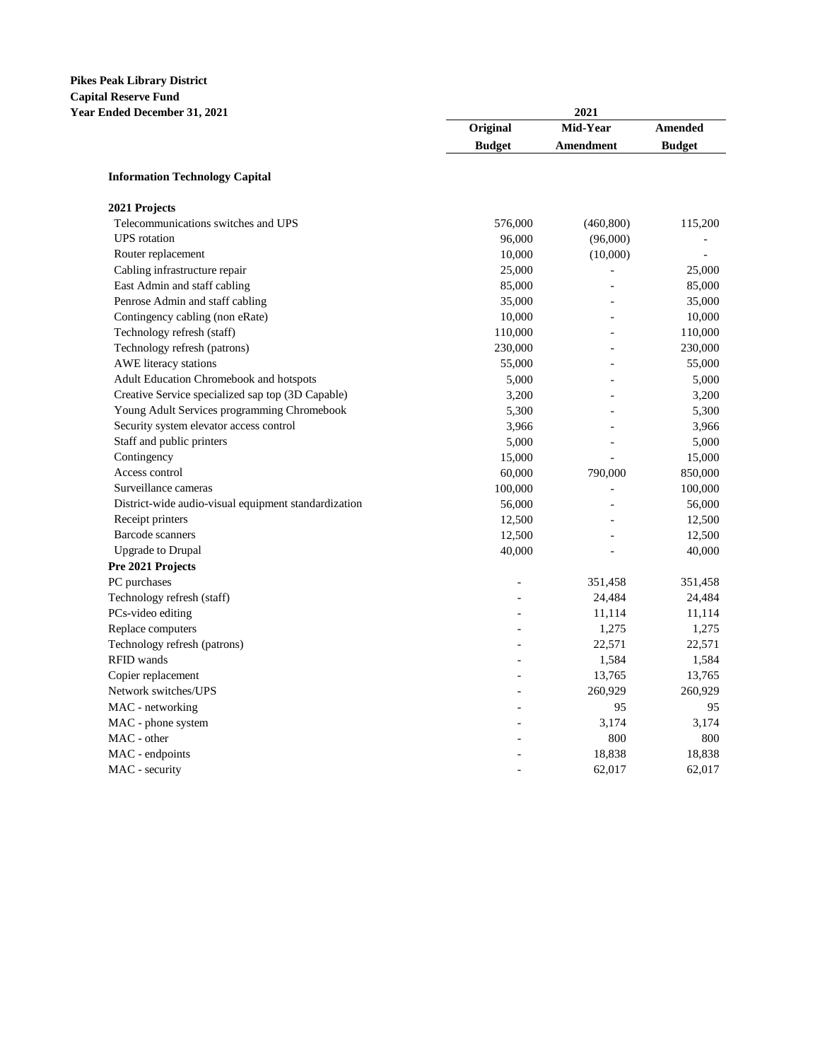**Pikes Peak Library District**
**Capital Reserve Fund**
**Year Ended December 31, 2021**

| | 2021 | | |
|---|---|---|---|
| | **Original Budget** | **Mid-Year Amendment** | **Amended Budget** |
| **Information Technology Capital** | | | |
| **2021 Projects** | | | |
| Telecommunications switches and UPS | 576,000 | (460,800) | 115,200 |
| UPS rotation | 96,000 | (96,000) | - |
| Router replacement | 10,000 | (10,000) | - |
| Cabling infrastructure repair | 25,000 | - | 25,000 |
| East Admin and staff cabling | 85,000 | - | 85,000 |
| Penrose Admin and staff cabling | 35,000 | - | 35,000 |
| Contingency cabling (non eRate) | 10,000 | - | 10,000 |
| Technology refresh (staff) | 110,000 | - | 110,000 |
| Technology refresh (patrons) | 230,000 | - | 230,000 |
| AWE literacy stations | 55,000 | - | 55,000 |
| Adult Education Chromebook and hotspots | 5,000 | - | 5,000 |
| Creative Service specialized sap top (3D Capable) | 3,200 | - | 3,200 |
| Young Adult Services programming Chromebook | 5,300 | - | 5,300 |
| Security system elevator access control | 3,966 | - | 3,966 |
| Staff and public printers | 5,000 | - | 5,000 |
| Contingency | 15,000 | - | 15,000 |
| Access control | 60,000 | 790,000 | 850,000 |
| Surveillance cameras | 100,000 | - | 100,000 |
| District-wide audio-visual equipment standardization | 56,000 | - | 56,000 |
| Receipt printers | 12,500 | - | 12,500 |
| Barcode scanners | 12,500 | - | 12,500 |
| Upgrade to Drupal | 40,000 | - | 40,000 |
| **Pre 2021 Projects** | | | |
| PC purchases | - | 351,458 | 351,458 |
| Technology refresh (staff) | - | 24,484 | 24,484 |
| PCs-video editing | - | 11,114 | 11,114 |
| Replace computers | - | 1,275 | 1,275 |
| Technology refresh (patrons) | - | 22,571 | 22,571 |
| RFID wands | - | 1,584 | 1,584 |
| Copier replacement | - | 13,765 | 13,765 |
| Network switches/UPS | - | 260,929 | 260,929 |
| MAC - networking | - | 95 | 95 |
| MAC - phone system | - | 3,174 | 3,174 |
| MAC - other | - | 800 | 800 |
| MAC - endpoints | - | 18,838 | 18,838 |
| MAC - security | - | 62,017 | 62,017 |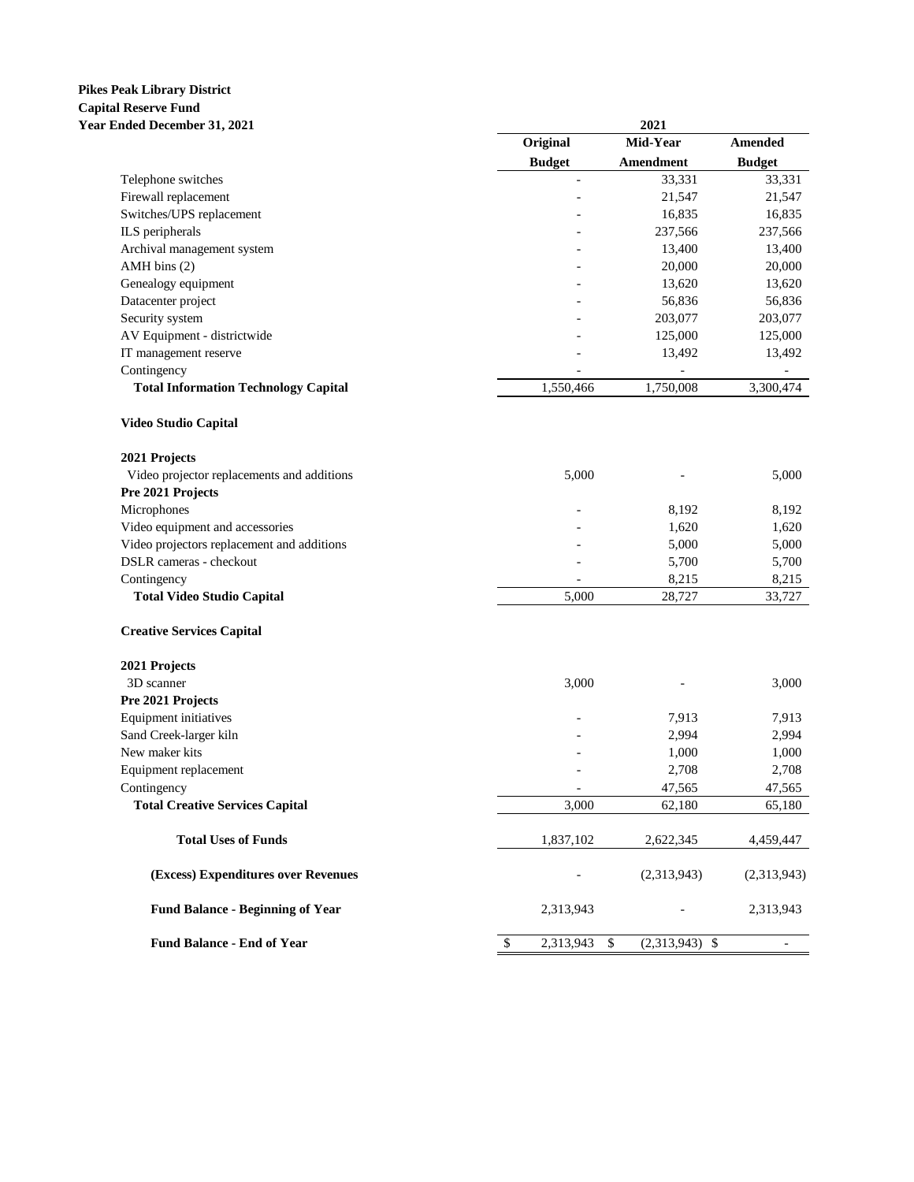**Pikes Peak Library District**
**Capital Reserve Fund**
**Year Ended December 31, 2021**

| | 2021 | | |
|---|---|---|---|
| | **Original Budget** | **Mid-Year Amendment** | **Amended Budget** |
| Telephone switches | - | 33,331 | 33,331 |
| Firewall replacement | - | 21,547 | 21,547 |
| Switches/UPS replacement | - | 16,835 | 16,835 |
| ILS peripherals | - | 237,566 | 237,566 |
| Archival management system | - | 13,400 | 13,400 |
| AMH bins (2) | - | 20,000 | 20,000 |
| Genealogy equipment | - | 13,620 | 13,620 |
| Datacenter project | - | 56,836 | 56,836 |
| Security system | - | 203,077 | 203,077 |
| AV Equipment - districtwide | - | 125,000 | 125,000 |
| IT management reserve | - | 13,492 | 13,492 |
| Contingency | - | - | - |
| **Total Information Technology Capital** | 1,550,466 | 1,750,008 | 3,300,474 |
| **Video Studio Capital** | | | |
| **2021 Projects** | | | |
| Video projector replacements and additions | 5,000 | - | 5,000 |
| **Pre 2021 Projects** | | | |
| Microphones | - | 8,192 | 8,192 |
| Video equipment and accessories | - | 1,620 | 1,620 |
| Video projectors replacement and additions | - | 5,000 | 5,000 |
| DSLR cameras - checkout | - | 5,700 | 5,700 |
| Contingency | - | 8,215 | 8,215 |
| **Total Video Studio Capital** | 5,000 | 28,727 | 33,727 |
| **Creative Services Capital** | | | |
| **2021 Projects** | | | |
| 3D scanner | 3,000 | - | 3,000 |
| **Pre 2021 Projects** | | | |
| Equipment initiatives | - | 7,913 | 7,913 |
| Sand Creek-larger kiln | - | 2,994 | 2,994 |
| New maker kits | - | 1,000 | 1,000 |
| Equipment replacement | - | 2,708 | 2,708 |
| Contingency | - | 47,565 | 47,565 |
| **Total Creative Services Capital** | 3,000 | 62,180 | 65,180 |
| **Total Uses of Funds** | 1,837,102 | 2,622,345 | 4,459,447 |
| **(Excess) Expenditures over Revenues** | - | (2,313,943) | (2,313,943) |
| **Fund Balance - Beginning of Year** | 2,313,943 | - | 2,313,943 |
| **Fund Balance - End of Year** | $ 2,313,943 | $ (2,313,943) | $ - |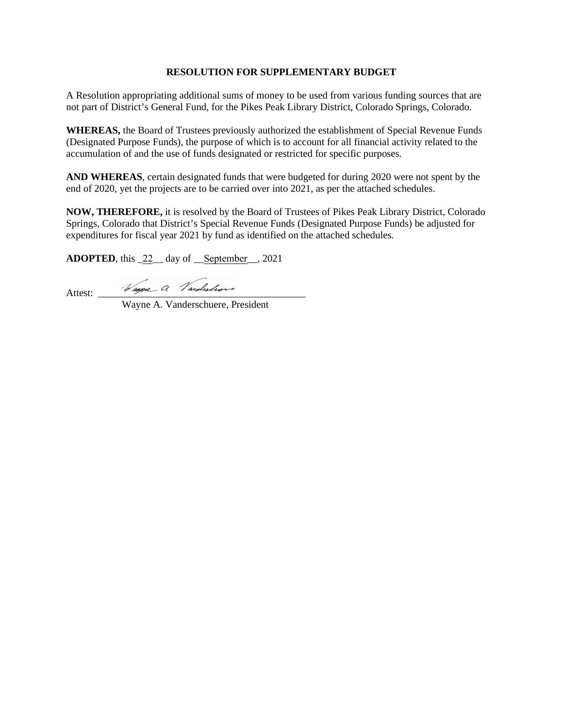**RESOLUTION FOR SUPPLEMENTARY BUDGET**

A Resolution appropriating additional sums of money to be used from various funding sources that are not part of District's General Fund, for the Pikes Peak Library District, Colorado Springs, Colorado.

**WHEREAS,** the Board of Trustees previously authorized the establishment of Special Revenue Funds (Designated Purpose Funds), the purpose of which is to account for all financial activity related to the accumulation of and the use of funds designated or restricted for specific purposes.

**AND WHEREAS**, certain designated funds that were budgeted for during 2020 were not spent by the end of 2020, yet the projects are to be carried over into 2021, as per the attached schedules.

**NOW, THEREFORE,** it is resolved by the Board of Trustees of Pikes Peak Library District, Colorado Springs, Colorado that District's Special Revenue Funds (Designated Purpose Funds) be adjusted for expenditures for fiscal year 2021 by fund as identified on the attached schedules.

**ADOPTED**, this _22__ day of __September__, 2021

Attest: Wayne A. Vanderschuere
Wayne A. Vanderschuere, President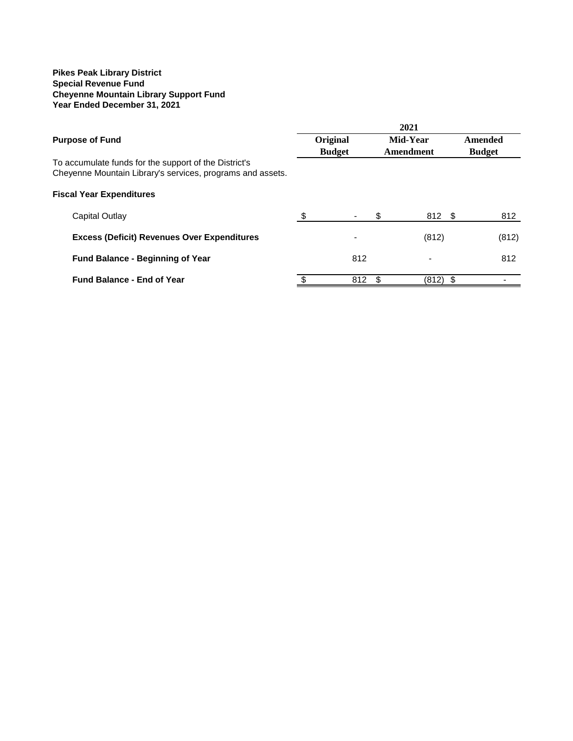**Pikes Peak Library District**
**Special Revenue Fund**
**Cheyenne Mountain Library Support Fund**
**Year Ended December 31, 2021**

| **Purpose of Fund** | **2021 Original Budget** | **2021 Mid-Year Amendment** | **2021 Amended Budget** |
|---|---|---|---|
| To accumulate funds for the support of the District's Cheyenne Mountain Library's services, programs and assets. | | | |
| **Fiscal Year Expenditures** | | | |
| Capital Outlay | $ - | $ 812 | $ 812 |
| **Excess (Deficit) Revenues Over Expenditures** | - | (812) | (812) |
| **Fund Balance - Beginning of Year** | 812 | - | 812 |
| **Fund Balance - End of Year** | $ 812 | $ (812) | $ - |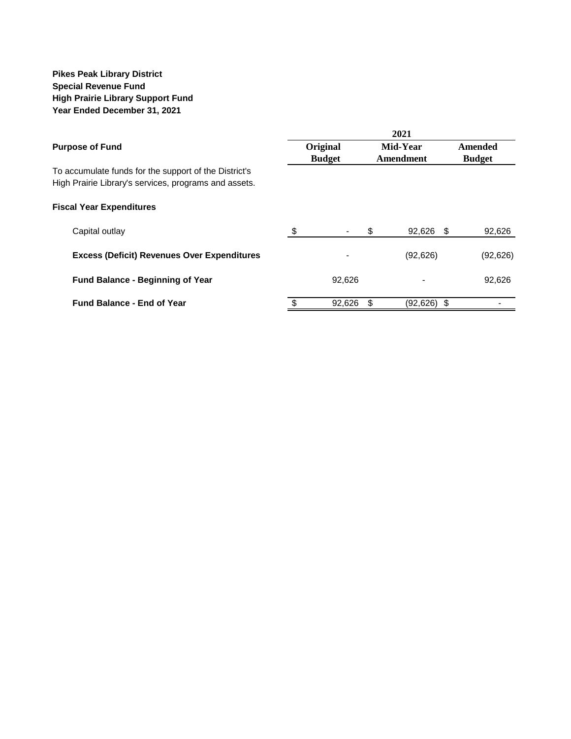**Pikes Peak Library District**
**Special Revenue Fund**
**High Prairie Library Support Fund**
**Year Ended December 31, 2021**

| | 2021 | | |
|---|---|---|---|
| **Purpose of Fund** | **Original Budget** | **Mid-Year Amendment** | **Amended Budget** |
| To accumulate funds for the support of the District's High Prairie Library's services, programs and assets. | | | |
| **Fiscal Year Expenditures** | | | |
| Capital outlay | $ - | $ 92,626 | $ 92,626 |
| **Excess (Deficit) Revenues Over Expenditures** | - | (92,626) | (92,626) |
| **Fund Balance - Beginning of Year** | 92,626 | - | 92,626 |
| **Fund Balance - End of Year** | $ 92,626 | $ (92,626) | $ - |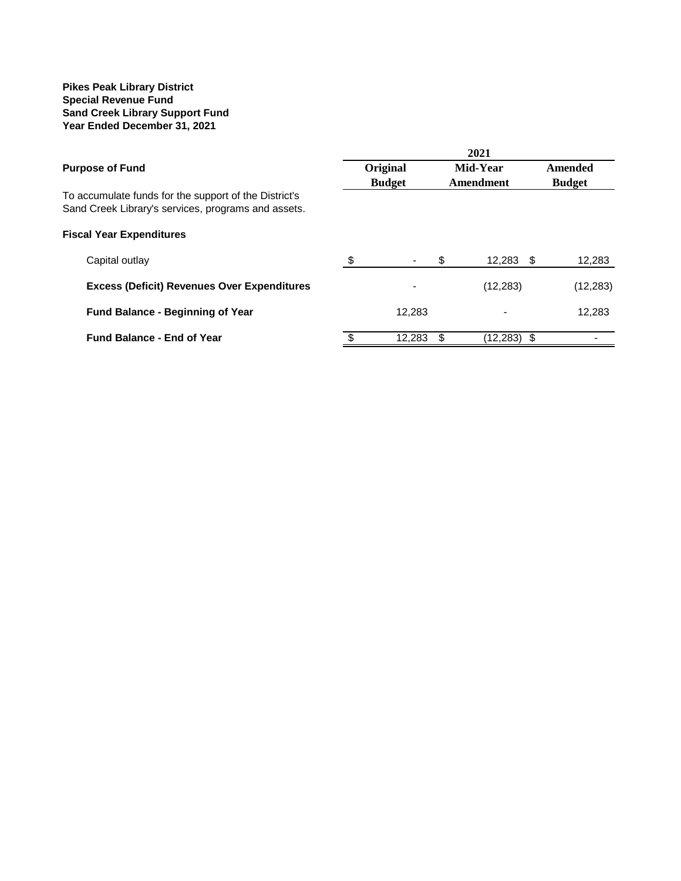**Pikes Peak Library District**
**Special Revenue Fund**
**Sand Creek Library Support Fund**
**Year Ended December 31, 2021**

| | 2021 | | |
|---|---|---|---|
| **Purpose of Fund** | **Original Budget** | **Mid-Year Amendment** | **Amended Budget** |
| To accumulate funds for the support of the District's Sand Creek Library's services, programs and assets. | | | |
| **Fiscal Year Expenditures** | | | |
| Capital outlay | $ - | $ 12,283 | $ 12,283 |
| **Excess (Deficit) Revenues Over Expenditures** | - | (12,283) | (12,283) |
| **Fund Balance - Beginning of Year** | 12,283 | - | 12,283 |
| **Fund Balance - End of Year** | $ 12,283 | $ (12,283) | $ - |